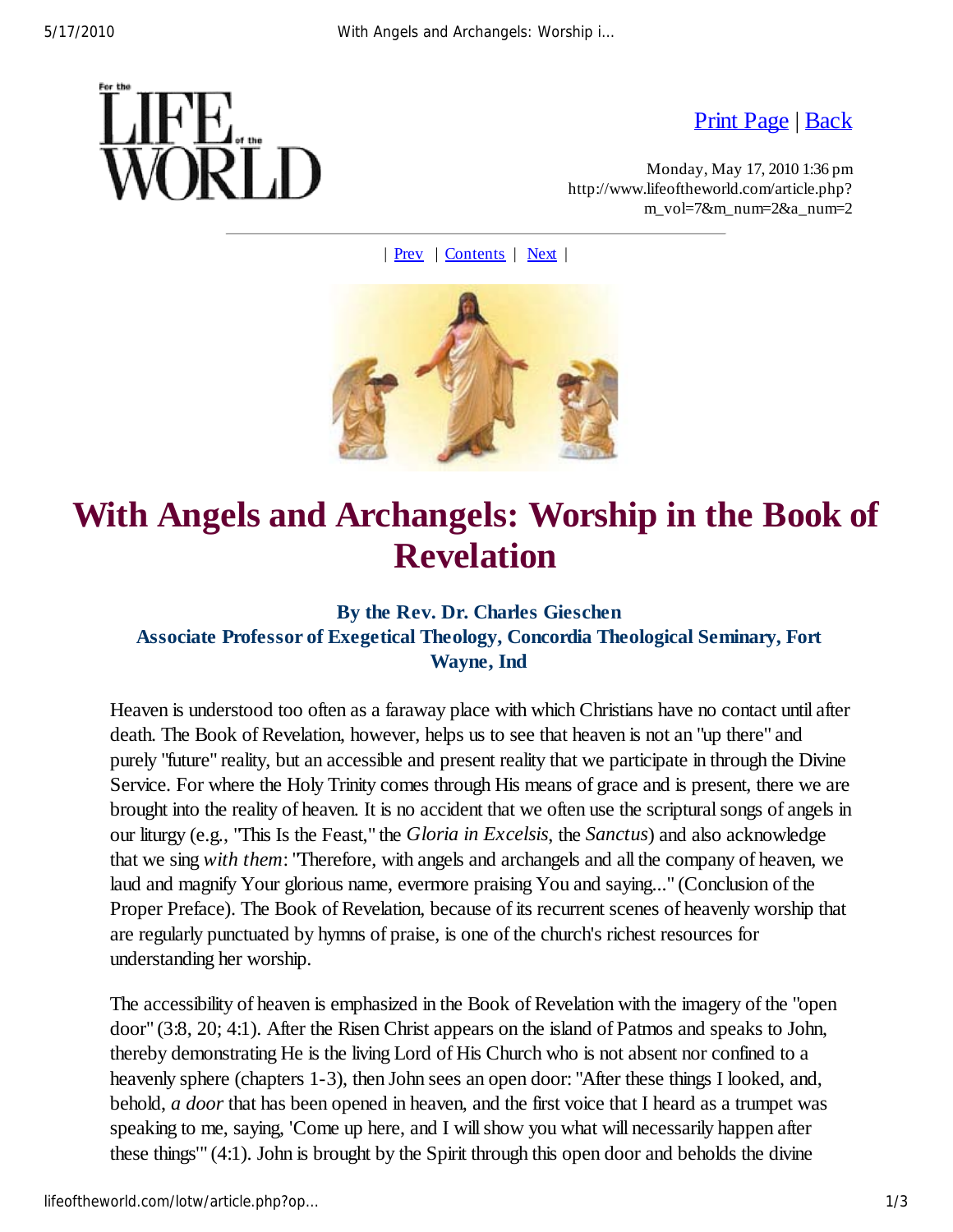# With Angels and Archangels: Worship in the Book of Revelation

**By the Rev. Dr. Charles Gieschen**
**Associate Professor of Exegetical Theology, Concordia Theological Seminary, Fort Wayne, Ind**

Heaven is understood too often as a faraway place with which Christians have no contact until after death. The Book of Revelation, however, helps us to see that heaven is not an "up there" and purely "future" reality, but an accessible and present reality that we participate in through the Divine Service. For where the Holy Trinity comes through His means of grace and is present, there we are brought into the reality of heaven. It is no accident that we often use the scriptural songs of angels in our liturgy (e.g., "This Is the Feast," the *Gloria in Excelsis*, the *Sanctus*) and also acknowledge that we sing *with them*: "Therefore, with angels and archangels and all the company of heaven, we laud and magnify Your glorious name, evermore praising You and saying..." (Conclusion of the Proper Preface). The Book of Revelation, because of its recurrent scenes of heavenly worship that are regularly punctuated by hymns of praise, is one of the church's richest resources for understanding her worship.

The accessibility of heaven is emphasized in the Book of Revelation with the imagery of the "open door" (3:8, 20; 4:1). After the Risen Christ appears on the island of Patmos and speaks to John, thereby demonstrating He is the living Lord of His Church who is not absent nor confined to a heavenly sphere (chapters 1-3), then John sees an open door: "After these things I looked, and, behold, *a door* that has been opened in heaven, and the first voice that I heard as a trumpet was speaking to me, saying, 'Come up here, and I will show you what will necessarily happen after these things'" (4:1). John is brought by the Spirit through this open door and beholds the divine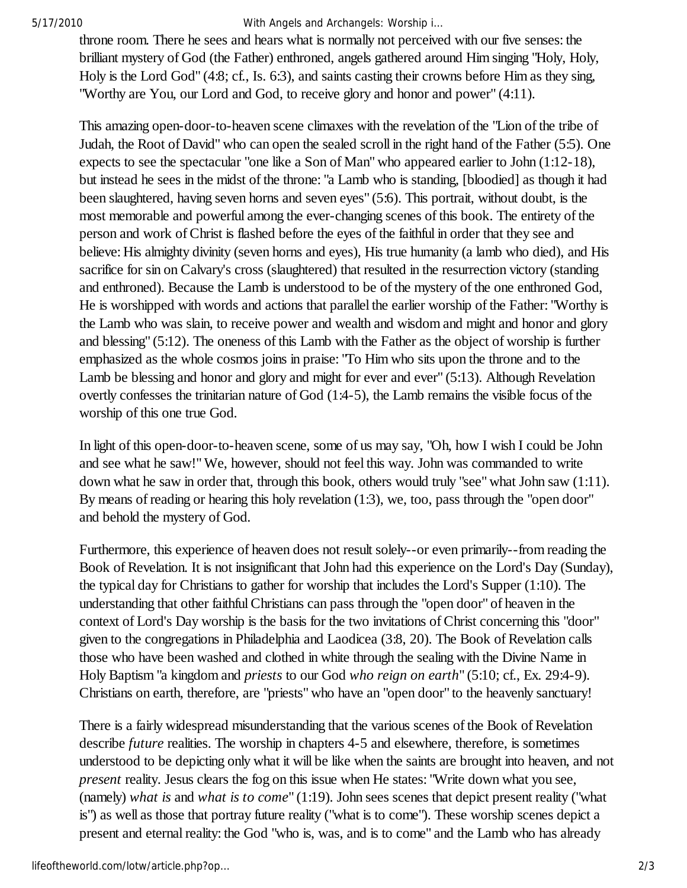throne room. There he sees and hears what is normally not perceived with our five senses: the brilliant mystery of God (the Father) enthroned, angels gathered around Him singing "Holy, Holy, Holy is the Lord God" (4:8; cf., Is. 6:3), and saints casting their crowns before Him as they sing, "Worthy are You, our Lord and God, to receive glory and honor and power" (4:11).

This amazing open-door-to-heaven scene climaxes with the revelation of the "Lion of the tribe of Judah, the Root of David" who can open the sealed scroll in the right hand of the Father (5:5). One expects to see the spectacular "one like a Son of Man" who appeared earlier to John (1:12-18), but instead he sees in the midst of the throne: "a Lamb who is standing, [bloodied] as though it had been slaughtered, having seven horns and seven eyes" (5:6). This portrait, without doubt, is the most memorable and powerful among the ever-changing scenes of this book. The entirety of the person and work of Christ is flashed before the eyes of the faithful in order that they see and believe: His almighty divinity (seven horns and eyes), His true humanity (a lamb who died), and His sacrifice for sin on Calvary's cross (slaughtered) that resulted in the resurrection victory (standing and enthroned). Because the Lamb is understood to be of the mystery of the one enthroned God, He is worshipped with words and actions that parallel the earlier worship of the Father: "Worthy is the Lamb who was slain, to receive power and wealth and wisdom and might and honor and glory and blessing" (5:12). The oneness of this Lamb with the Father as the object of worship is further emphasized as the whole cosmos joins in praise: "To Him who sits upon the throne and to the Lamb be blessing and honor and glory and might for ever and ever" (5:13). Although Revelation overtly confesses the trinitarian nature of God (1:4-5), the Lamb remains the visible focus of the worship of this one true God.

In light of this open-door-to-heaven scene, some of us may say, "Oh, how I wish I could be John and see what he saw!" We, however, should not feel this way. John was commanded to write down what he saw in order that, through this book, others would truly "see" what John saw (1:11). By means of reading or hearing this holy revelation (1:3), we, too, pass through the "open door" and behold the mystery of God.

Furthermore, this experience of heaven does not result solely--or even primarily--from reading the Book of Revelation. It is not insignificant that John had this experience on the Lord's Day (Sunday), the typical day for Christians to gather for worship that includes the Lord's Supper (1:10). The understanding that other faithful Christians can pass through the "open door" of heaven in the context of Lord's Day worship is the basis for the two invitations of Christ concerning this "door" given to the congregations in Philadelphia and Laodicea (3:8, 20). The Book of Revelation calls those who have been washed and clothed in white through the sealing with the Divine Name in Holy Baptism "a kingdom and *priests* to our God *who reign on earth*" (5:10; cf., Ex. 29:4-9). Christians on earth, therefore, are "priests" who have an "open door" to the heavenly sanctuary!

There is a fairly widespread misunderstanding that the various scenes of the Book of Revelation describe *future* realities. The worship in chapters 4-5 and elsewhere, therefore, is sometimes understood to be depicting only what it will be like when the saints are brought into heaven, and not *present* reality. Jesus clears the fog on this issue when He states: "Write down what you see, (namely) *what is* and *what is to come*" (1:19). John sees scenes that depict present reality ("what is") as well as those that portray future reality ("what is to come"). These worship scenes depict a present and eternal reality: the God "who is, was, and is to come" and the Lamb who has already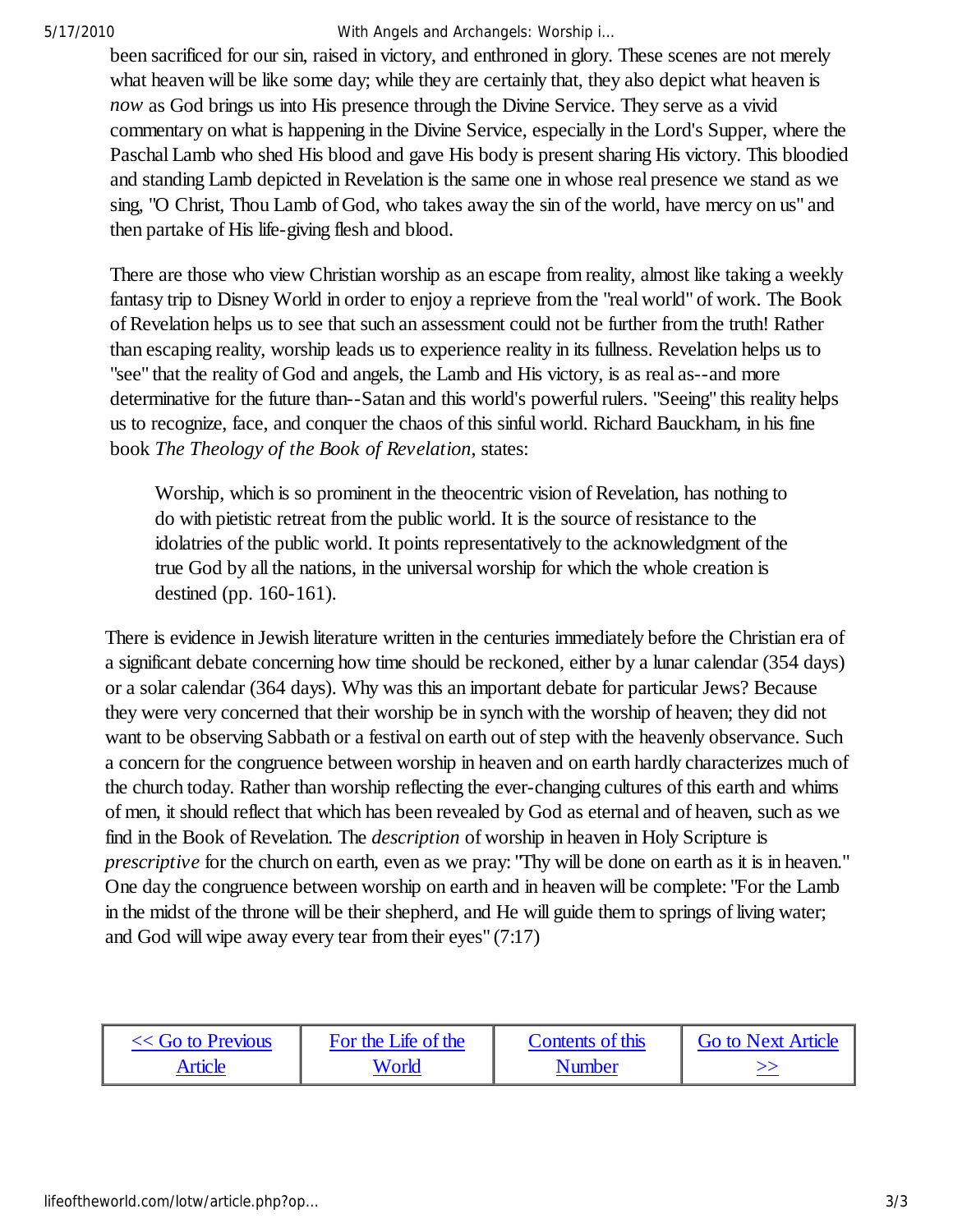been sacrificed for our sin, raised in victory, and enthroned in glory. These scenes are not merely what heaven will be like some day; while they are certainly that, they also depict what heaven is *now* as God brings us into His presence through the Divine Service. They serve as a vivid commentary on what is happening in the Divine Service, especially in the Lord's Supper, where the Paschal Lamb who shed His blood and gave His body is present sharing His victory. This bloodied and standing Lamb depicted in Revelation is the same one in whose real presence we stand as we sing, "O Christ, Thou Lamb of God, who takes away the sin of the world, have mercy on us" and then partake of His life-giving flesh and blood.

There are those who view Christian worship as an escape from reality, almost like taking a weekly fantasy trip to Disney World in order to enjoy a reprieve from the "real world" of work. The Book of Revelation helps us to see that such an assessment could not be further from the truth! Rather than escaping reality, worship leads us to experience reality in its fullness. Revelation helps us to "see" that the reality of God and angels, the Lamb and His victory, is as real as--and more determinative for the future than--Satan and this world's powerful rulers. "Seeing" this reality helps us to recognize, face, and conquer the chaos of this sinful world. Richard Bauckham, in his fine book *The Theology of the Book of Revelation*, states:

> Worship, which is so prominent in the theocentric vision of Revelation, has nothing to do with pietistic retreat from the public world. It is the source of resistance to the idolatries of the public world. It points representatively to the acknowledgment of the true God by all the nations, in the universal worship for which the whole creation is destined (pp. 160-161).

There is evidence in Jewish literature written in the centuries immediately before the Christian era of a significant debate concerning how time should be reckoned, either by a lunar calendar (354 days) or a solar calendar (364 days). Why was this an important debate for particular Jews? Because they were very concerned that their worship be in synch with the worship of heaven; they did not want to be observing Sabbath or a festival on earth out of step with the heavenly observance. Such a concern for the congruence between worship in heaven and on earth hardly characterizes much of the church today. Rather than worship reflecting the ever-changing cultures of this earth and whims of men, it should reflect that which has been revealed by God as eternal and of heaven, such as we find in the Book of Revelation. The *description* of worship in heaven in Holy Scripture is *prescriptive* for the church on earth, even as we pray: "Thy will be done on earth as it is in heaven." One day the congruence between worship on earth and in heaven will be complete: "For the Lamb in the midst of the throne will be their shepherd, and He will guide them to springs of living water; and God will wipe away every tear from their eyes" (7:17)

| | | | |
|---|---|---|---|
| << Go to Previous Article | For the Life of the World | Contents of this Number | Go to Next Article >> |